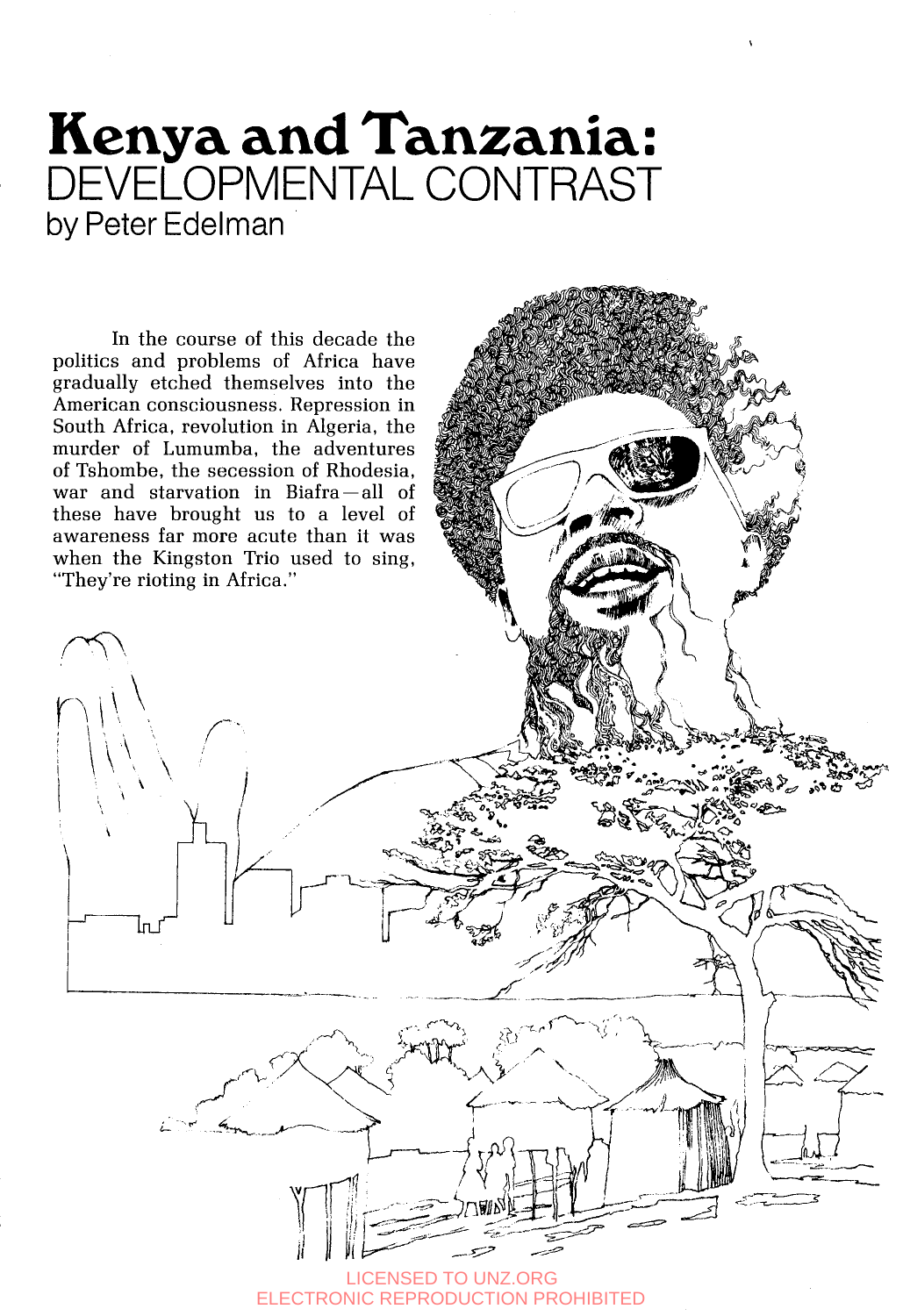# Kenya and Tanzania: DEVELOPMENTAL CONTRAST

by Peter Edelman

In the course of this decade the politics and problems of Africa have gradually etched themselves into the American consciousness. Repression in South Africa, revolution in Algeria, the murder of Lumumba, the adventures of Tshombe, the secession of Rhodesia, war and starvation in Biafra—all of these have brought us to a level of awareness far more acute than it was when the Kingston Trio used to sing, "They're rioting in Africa."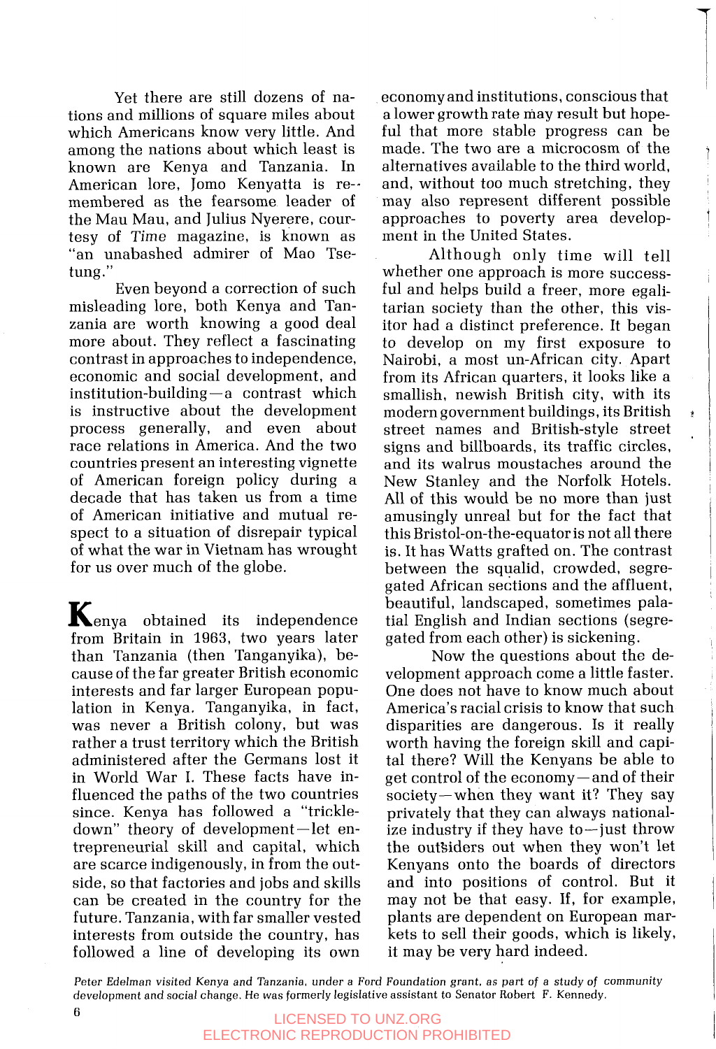Yet there are still dozens of nations and millions of square miles about which Americans know very little. And among the nations about which least is known are Kenya and Tanzania. In American lore, Jomo Kenyatta is remembered as the fearsome leader of the Mau Mau, and Julius Nyerere, courtesy of *Time* magazine, is known as "an unabashed admirer of Mao Tse-tung."

Even beyond a correction of such misleading lore, both Kenya and Tanzania are worth knowing a good deal more about. They reflect a fascinating contrast in approaches to independence, economic and social development, and institution-building—a contrast which is instructive about the development process generally, and even about race relations in America. And the two countries present an interesting vignette of American foreign policy during a decade that has taken us from a time of American initiative and mutual respect to a situation of disrepair typical of what the war in Vietnam has wrought for us over much of the globe.

**K**enya obtained its independence from Britain in 1963, two years later than Tanzania (then Tanganyika), because of the far greater British economic interests and far larger European population in Kenya. Tanganyika, in fact, was never a British colony, but was rather a trust territory which the British administered after the Germans lost it in World War I. These facts have influenced the paths of the two countries since. Kenya has followed a "trickle-down" theory of development—let entrepreneurial skill and capital, which are scarce indigenously, in from the outside, so that factories and jobs and skills can be created in the country for the future. Tanzania, with far smaller vested interests from outside the country, has followed a line of developing its own economy and institutions, conscious that a lower growth rate may result but hopeful that more stable progress can be made. The two are a microcosm of the alternatives available to the third world, and, without too much stretching, they may also represent different possible approaches to poverty area development in the United States.

Although only time will tell whether one approach is more successful and helps build a freer, more egalitarian society than the other, this visitor had a distinct preference. It began to develop on my first exposure to Nairobi, a most un-African city. Apart from its African quarters, it looks like a smallish, newish British city, with its modern government buildings, its British street names and British-style street signs and billboards, its traffic circles, and its walrus moustaches around the New Stanley and the Norfolk Hotels. All of this would be no more than just amusingly unreal but for the fact that this Bristol-on-the-equator is not all there is. It has Watts grafted on. The contrast between the squalid, crowded, segregated African sections and the affluent, beautiful, landscaped, sometimes palatial English and Indian sections (segregated from each other) is sickening.

Now the questions about the development approach come a little faster. One does not have to know much about America's racial crisis to know that such disparities are dangerous. Is it really worth having the foreign skill and capital there? Will the Kenyans be able to get control of the economy—and of their society—when they want it? They say privately that they can always nationalize industry if they have to—just throw the outsiders out when they won't let Kenyans onto the boards of directors and into positions of control. But it may not be that easy. If, for example, plants are dependent on European markets to sell their goods, which is likely, it may be very hard indeed.

*Peter Edelman visited Kenya and Tanzania, under a Ford Foundation grant, as part of a study of community development and social change. He was formerly legislative assistant to Senator Robert F. Kennedy.*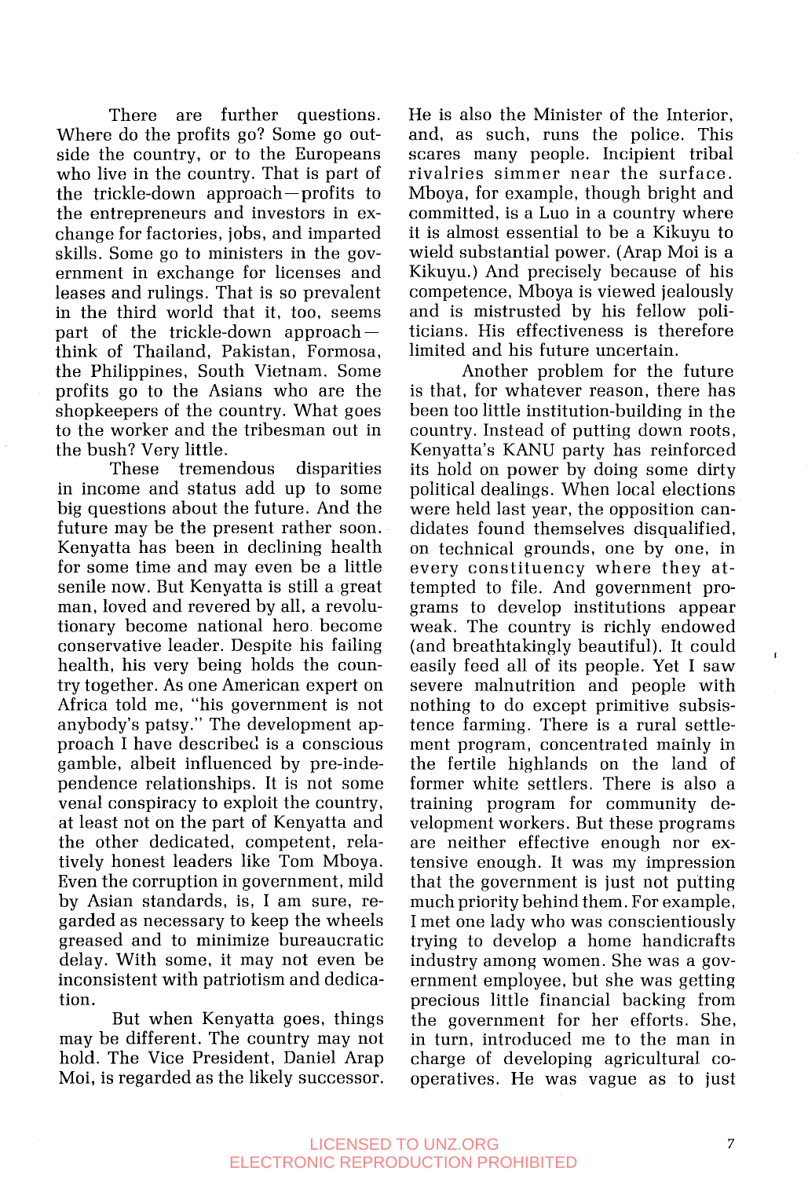There are further questions. Where do the profits go? Some go outside the country, or to the Europeans who live in the country. That is part of the trickle-down approach—profits to the entrepreneurs and investors in exchange for factories, jobs, and imparted skills. Some go to ministers in the government in exchange for licenses and leases and rulings. That is so prevalent in the third world that it, too, seems part of the trickle-down approach—think of Thailand, Pakistan, Formosa, the Philippines, South Vietnam. Some profits go to the Asians who are the shopkeepers of the country. What goes to the worker and the tribesman out in the bush? Very little.

These tremendous disparities in income and status add up to some big questions about the future. And the future may be the present rather soon. Kenyatta has been in declining health for some time and may even be a little senile now. But Kenyatta is still a great man, loved and revered by all, a revolutionary become national hero become conservative leader. Despite his failing health, his very being holds the country together. As one American expert on Africa told me, "his government is not anybody's patsy." The development approach I have described is a conscious gamble, albeit influenced by pre-independence relationships. It is not some venal conspiracy to exploit the country, at least not on the part of Kenyatta and the other dedicated, competent, relatively honest leaders like Tom Mboya. Even the corruption in government, mild by Asian standards, is, I am sure, regarded as necessary to keep the wheels greased and to minimize bureaucratic delay. With some, it may not even be inconsistent with patriotism and dedication.

But when Kenyatta goes, things may be different. The country may not hold. The Vice President, Daniel Arap Moi, is regarded as the likely successor. He is also the Minister of the Interior, and, as such, runs the police. This scares many people. Incipient tribal rivalries simmer near the surface. Mboya, for example, though bright and committed, is a Luo in a country where it is almost essential to be a Kikuyu to wield substantial power. (Arap Moi is a Kikuyu.) And precisely because of his competence, Mboya is viewed jealously and is mistrusted by his fellow politicians. His effectiveness is therefore limited and his future uncertain.

Another problem for the future is that, for whatever reason, there has been too little institution-building in the country. Instead of putting down roots, Kenyatta's KANU party has reinforced its hold on power by doing some dirty political dealings. When local elections were held last year, the opposition candidates found themselves disqualified, on technical grounds, one by one, in every constituency where they attempted to file. And government programs to develop institutions appear weak. The country is richly endowed (and breathtakingly beautiful). It could easily feed all of its people. Yet I saw severe malnutrition and people with nothing to do except primitive subsistence farming. There is a rural settlement program, concentrated mainly in the fertile highlands on the land of former white settlers. There is also a training program for community development workers. But these programs are neither effective enough nor extensive enough. It was my impression that the government is just not putting much priority behind them. For example, I met one lady who was conscientiously trying to develop a home handicrafts industry among women. She was a government employee, but she was getting precious little financial backing from the government for her efforts. She, in turn, introduced me to the man in charge of developing agricultural cooperatives. He was vague as to just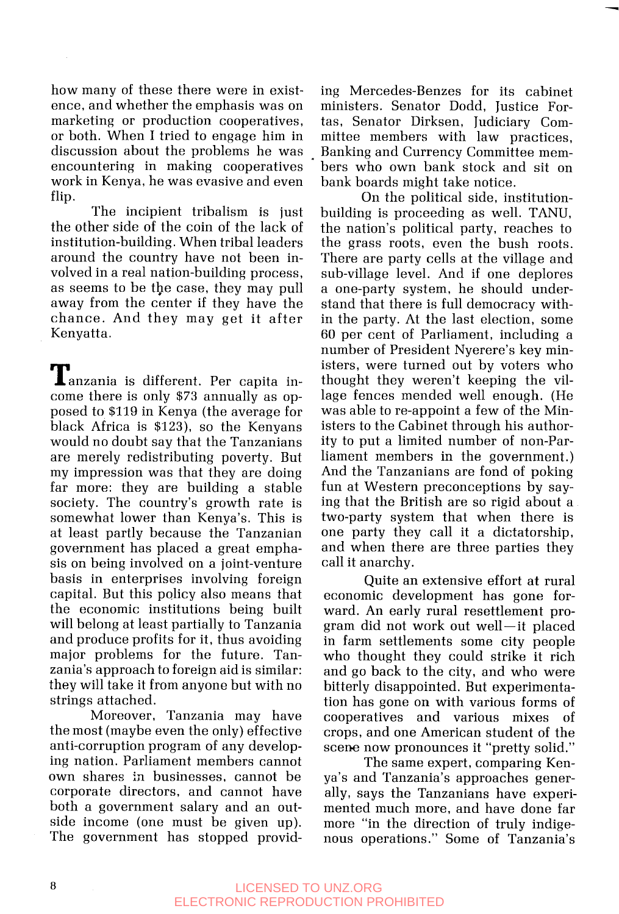how many of these there were in existence, and whether the emphasis was on marketing or production cooperatives, or both. When I tried to engage him in discussion about the problems he was encountering in making cooperatives work in Kenya, he was evasive and even flip.

The incipient tribalism is just the other side of the coin of the lack of institution-building. When tribal leaders around the country have not been involved in a real nation-building process, as seems to be the case, they may pull away from the center if they have the chance. And they may get it after Kenyatta.

**T**anzania is different. Per capita income there is only $73 annually as opposed to $119 in Kenya (the average for black Africa is $123), so the Kenyans would no doubt say that the Tanzanians are merely redistributing poverty. But my impression was that they are doing far more: they are building a stable society. The country's growth rate is somewhat lower than Kenya's. This is at least partly because the Tanzanian government has placed a great emphasis on being involved on a joint-venture basis in enterprises involving foreign capital. But this policy also means that the economic institutions being built will belong at least partially to Tanzania and produce profits for it, thus avoiding major problems for the future. Tanzania's approach to foreign aid is similar: they will take it from anyone but with no strings attached.

Moreover, Tanzania may have the most (maybe even the only) effective anti-corruption program of any developing nation. Parliament members cannot own shares in businesses, cannot be corporate directors, and cannot have both a government salary and an outside income (one must be given up). The government has stopped providing Mercedes-Benzes for its cabinet ministers. Senator Dodd, Justice Fortas, Senator Dirksen, Judiciary Committee members with law practices, Banking and Currency Committee members who own bank stock and sit on bank boards might take notice.

On the political side, institution-building is proceeding as well. TANU, the nation's political party, reaches to the grass roots, even the bush roots. There are party cells at the village and sub-village level. And if one deplores a one-party system, he should understand that there is full democracy within the party. At the last election, some 60 per cent of Parliament, including a number of President Nyerere's key ministers, were turned out by voters who thought they weren't keeping the village fences mended well enough. (He was able to re-appoint a few of the Ministers to the Cabinet through his authority to put a limited number of non-Parliament members in the government.) And the Tanzanians are fond of poking fun at Western preconceptions by saying that the British are so rigid about a two-party system that when there is one party they call it a dictatorship, and when there are three parties they call it anarchy.

Quite an extensive effort at rural economic development has gone forward. An early rural resettlement program did not work out well—it placed in farm settlements some city people who thought they could strike it rich and go back to the city, and who were bitterly disappointed. But experimentation has gone on with various forms of cooperatives and various mixes of crops, and one American student of the scene now pronounces it "pretty solid."

The same expert, comparing Kenya's and Tanzania's approaches generally, says the Tanzanians have experimented much more, and have done far more "in the direction of truly indigenous operations." Some of Tanzania's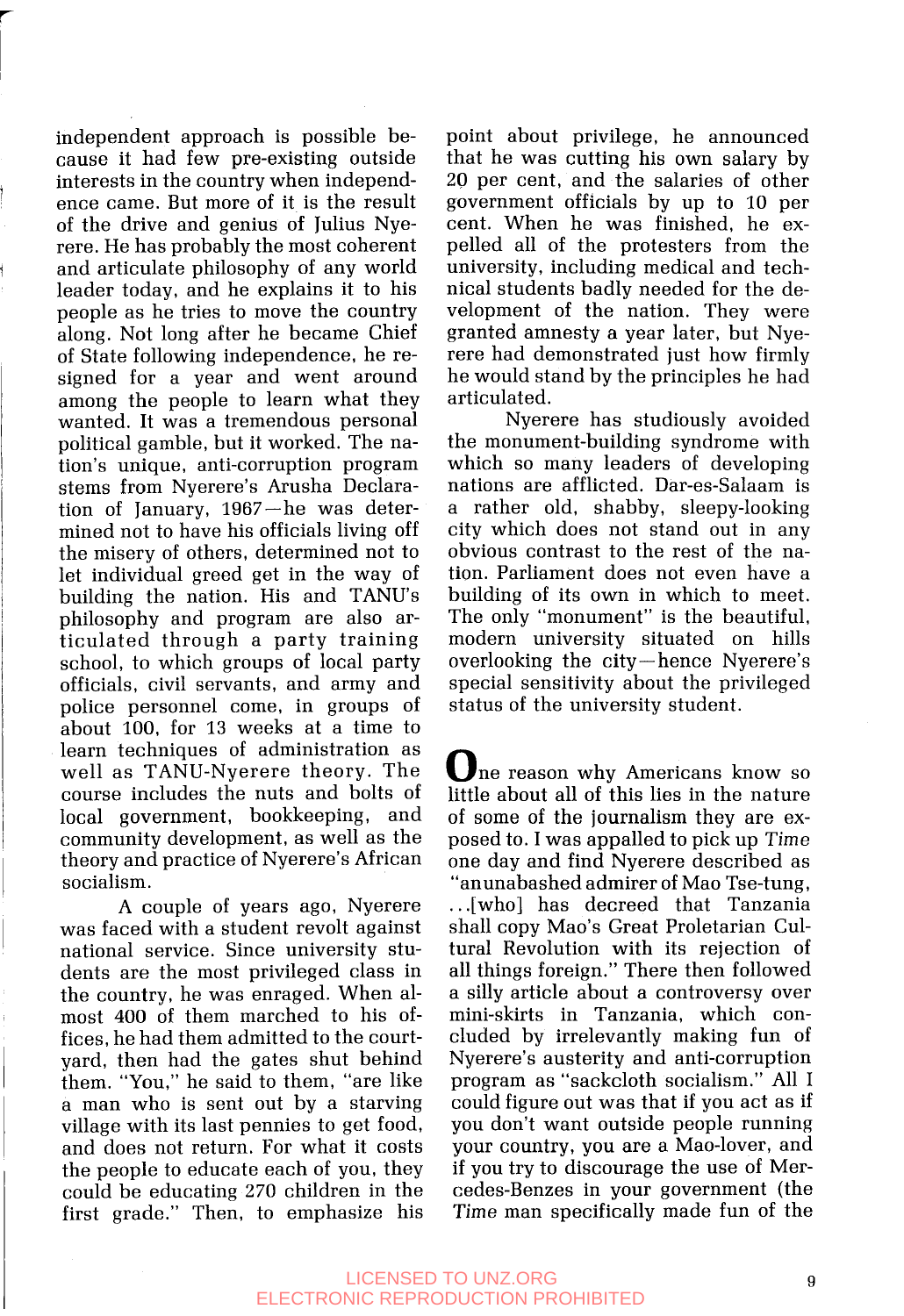independent approach is possible because it had few pre-existing outside interests in the country when independence came. But more of it is the result of the drive and genius of Julius Nyerere. He has probably the most coherent and articulate philosophy of any world leader today, and he explains it to his people as he tries to move the country along. Not long after he became Chief of State following independence, he resigned for a year and went around among the people to learn what they wanted. It was a tremendous personal political gamble, but it worked. The nation's unique, anti-corruption program stems from Nyerere's Arusha Declaration of January, 1967—he was determined not to have his officials living off the misery of others, determined not to let individual greed get in the way of building the nation. His and TANU's philosophy and program are also articulated through a party training school, to which groups of local party officials, civil servants, and army and police personnel come, in groups of about 100, for 13 weeks at a time to learn techniques of administration as well as TANU-Nyerere theory. The course includes the nuts and bolts of local government, bookkeeping, and community development, as well as the theory and practice of Nyerere's African socialism.

A couple of years ago, Nyerere was faced with a student revolt against national service. Since university students are the most privileged class in the country, he was enraged. When almost 400 of them marched to his offices, he had them admitted to the courtyard, then had the gates shut behind them. "You," he said to them, "are like a man who is sent out by a starving village with its last pennies to get food, and does not return. For what it costs the people to educate each of you, they could be educating 270 children in the first grade." Then, to emphasize his point about privilege, he announced that he was cutting his own salary by 20 per cent, and the salaries of other government officials by up to 10 per cent. When he was finished, he expelled all of the protesters from the university, including medical and technical students badly needed for the development of the nation. They were granted amnesty a year later, but Nyerere had demonstrated just how firmly he would stand by the principles he had articulated.

Nyerere has studiously avoided the monument-building syndrome with which so many leaders of developing nations are afflicted. Dar-es-Salaam is a rather old, shabby, sleepy-looking city which does not stand out in any obvious contrast to the rest of the nation. Parliament does not even have a building of its own in which to meet. The only "monument" is the beautiful, modern university situated on hills overlooking the city—hence Nyerere's special sensitivity about the privileged status of the university student.

One reason why Americans know so little about all of this lies in the nature of some of the journalism they are exposed to. I was appalled to pick up *Time* one day and find Nyerere described as "an unabashed admirer of Mao Tse-tung, ...[who] has decreed that Tanzania shall copy Mao's Great Proletarian Cultural Revolution with its rejection of all things foreign." There then followed a silly article about a controversy over mini-skirts in Tanzania, which concluded by irrelevantly making fun of Nyerere's austerity and anti-corruption program as "sackcloth socialism." All I could figure out was that if you act as if you don't want outside people running your country, you are a Mao-lover, and if you try to discourage the use of Mercedes-Benzes in your government (the *Time* man specifically made fun of the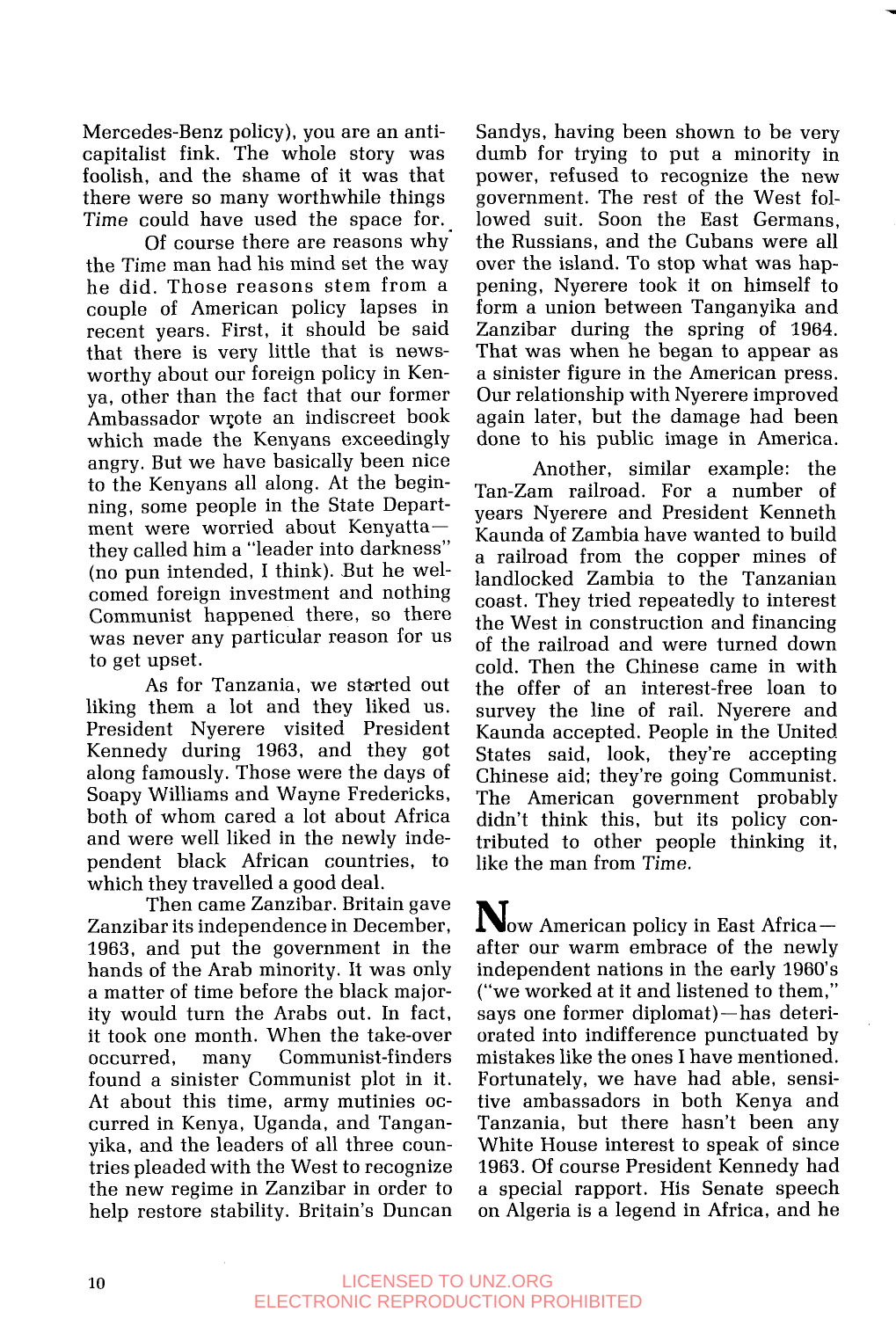Mercedes-Benz policy), you are an anti-capitalist fink. The whole story was foolish, and the shame of it was that there were so many worthwhile things *Time* could have used the space for.

Of course there are reasons why the *Time* man had his mind set the way he did. Those reasons stem from a couple of American policy lapses in recent years. First, it should be said that there is very little that is newsworthy about our foreign policy in Kenya, other than the fact that our former Ambassador wrote an indiscreet book which made the Kenyans exceedingly angry. But we have basically been nice to the Kenyans all along. At the beginning, some people in the State Department were worried about Kenyatta—they called him a "leader into darkness" (no pun intended, I think). But he welcomed foreign investment and nothing Communist happened there, so there was never any particular reason for us to get upset.

As for Tanzania, we started out liking them a lot and they liked us. President Nyerere visited President Kennedy during 1963, and they got along famously. Those were the days of Soapy Williams and Wayne Fredericks, both of whom cared a lot about Africa and were well liked in the newly independent black African countries, to which they travelled a good deal.

Then came Zanzibar. Britain gave Zanzibar its independence in December, 1963, and put the government in the hands of the Arab minority. It was only a matter of time before the black majority would turn the Arabs out. In fact, it took one month. When the take-over occurred, many Communist-finders found a sinister Communist plot in it. At about this time, army mutinies occurred in Kenya, Uganda, and Tanganyika, and the leaders of all three countries pleaded with the West to recognize the new regime in Zanzibar in order to help restore stability. Britain's Duncan Sandys, having been shown to be very dumb for trying to put a minority in power, refused to recognize the new government. The rest of the West followed suit. Soon the East Germans, the Russians, and the Cubans were all over the island. To stop what was happening, Nyerere took it on himself to form a union between Tanganyika and Zanzibar during the spring of 1964. That was when he began to appear as a sinister figure in the American press. Our relationship with Nyerere improved again later, but the damage had been done to his public image in America.

Another, similar example: the Tan-Zam railroad. For a number of years Nyerere and President Kenneth Kaunda of Zambia have wanted to build a railroad from the copper mines of landlocked Zambia to the Tanzanian coast. They tried repeatedly to interest the West in construction and financing of the railroad and were turned down cold. Then the Chinese came in with the offer of an interest-free loan to survey the line of rail. Nyerere and Kaunda accepted. People in the United States said, look, they're accepting Chinese aid; they're going Communist. The American government probably didn't think this, but its policy contributed to other people thinking it, like the man from *Time*.

Now American policy in East Africa—after our warm embrace of the newly independent nations in the early 1960's ("we worked at it and listened to them," says one former diplomat)—has deteriorated into indifference punctuated by mistakes like the ones I have mentioned. Fortunately, we have had able, sensitive ambassadors in both Kenya and Tanzania, but there hasn't been any White House interest to speak of since 1963. Of course President Kennedy had a special rapport. His Senate speech on Algeria is a legend in Africa, and he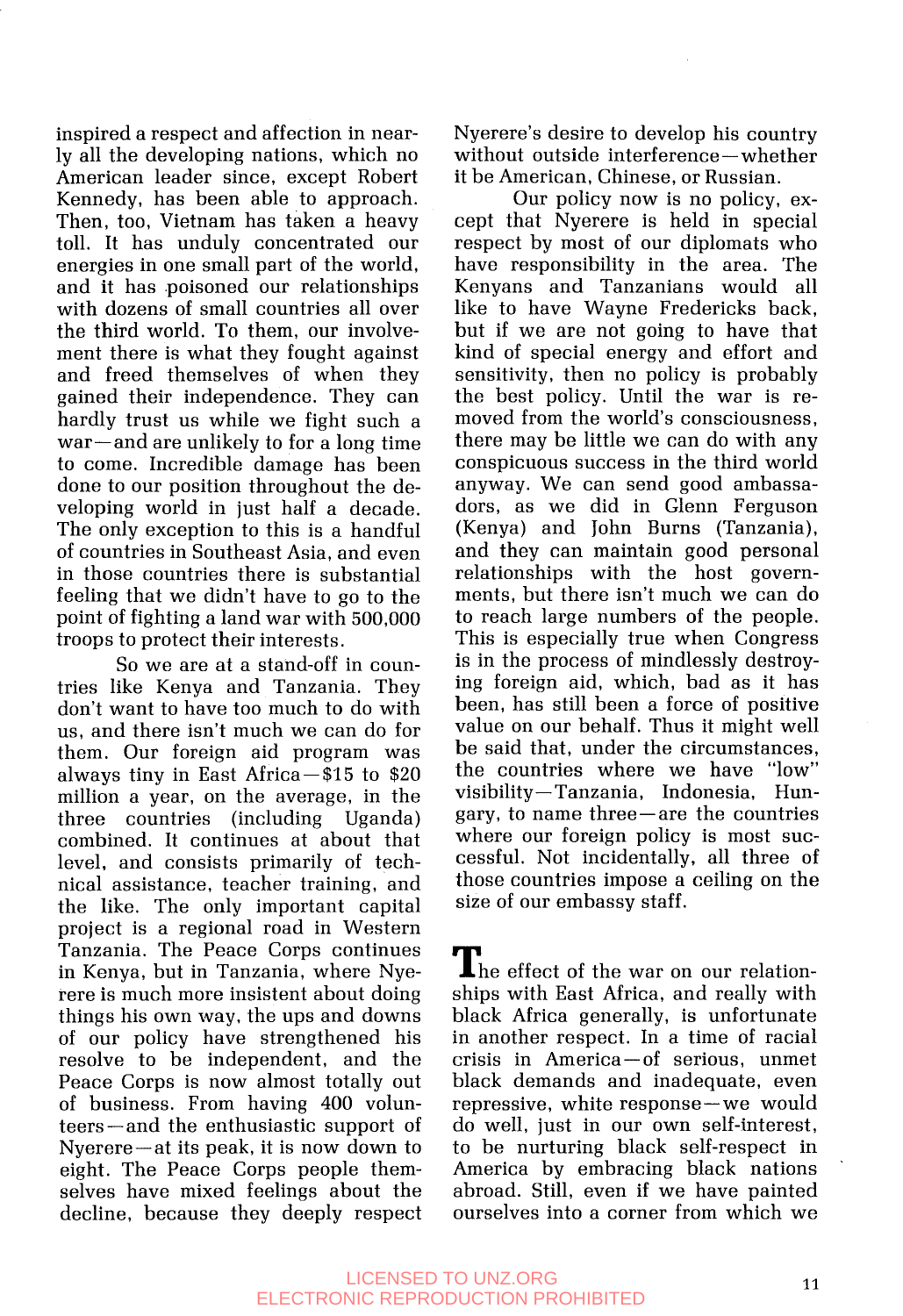inspired a respect and affection in nearly all the developing nations, which no American leader since, except Robert Kennedy, has been able to approach. Then, too, Vietnam has taken a heavy toll. It has unduly concentrated our energies in one small part of the world, and it has poisoned our relationships with dozens of small countries all over the third world. To them, our involvement there is what they fought against and freed themselves of when they gained their independence. They can hardly trust us while we fight such a war—and are unlikely to for a long time to come. Incredible damage has been done to our position throughout the developing world in just half a decade. The only exception to this is a handful of countries in Southeast Asia, and even in those countries there is substantial feeling that we didn't have to go to the point of fighting a land war with 500,000 troops to protect their interests.

So we are at a stand-off in countries like Kenya and Tanzania. They don't want to have too much to do with us, and there isn't much we can do for them. Our foreign aid program was always tiny in East Africa—$15 to $20 million a year, on the average, in the three countries (including Uganda) combined. It continues at about that level, and consists primarily of technical assistance, teacher training, and the like. The only important capital project is a regional road in Western Tanzania. The Peace Corps continues in Kenya, but in Tanzania, where Nyerere is much more insistent about doing things his own way, the ups and downs of our policy have strengthened his resolve to be independent, and the Peace Corps is now almost totally out of business. From having 400 volunteers—and the enthusiastic support of Nyerere—at its peak, it is now down to eight. The Peace Corps people themselves have mixed feelings about the decline, because they deeply respect Nyerere's desire to develop his country without outside interference—whether it be American, Chinese, or Russian.

Our policy now is no policy, except that Nyerere is held in special respect by most of our diplomats who have responsibility in the area. The Kenyans and Tanzanians would all like to have Wayne Fredericks back, but if we are not going to have that kind of special energy and effort and sensitivity, then no policy is probably the best policy. Until the war is removed from the world's consciousness, there may be little we can do with any conspicuous success in the third world anyway. We can send good ambassadors, as we did in Glenn Ferguson (Kenya) and John Burns (Tanzania), and they can maintain good personal relationships with the host governments, but there isn't much we can do to reach large numbers of the people. This is especially true when Congress is in the process of mindlessly destroying foreign aid, which, bad as it has been, has still been a force of positive value on our behalf. Thus it might well be said that, under the circumstances, the countries where we have "low" visibility—Tanzania, Indonesia, Hungary, to name three—are the countries where our foreign policy is most successful. Not incidentally, all three of those countries impose a ceiling on the size of our embassy staff.

The effect of the war on our relationships with East Africa, and really with black Africa generally, is unfortunate in another respect. In a time of racial crisis in America—of serious, unmet black demands and inadequate, even repressive, white response—we would do well, just in our own self-interest, to be nurturing black self-respect in America by embracing black nations abroad. Still, even if we have painted ourselves into a corner from which we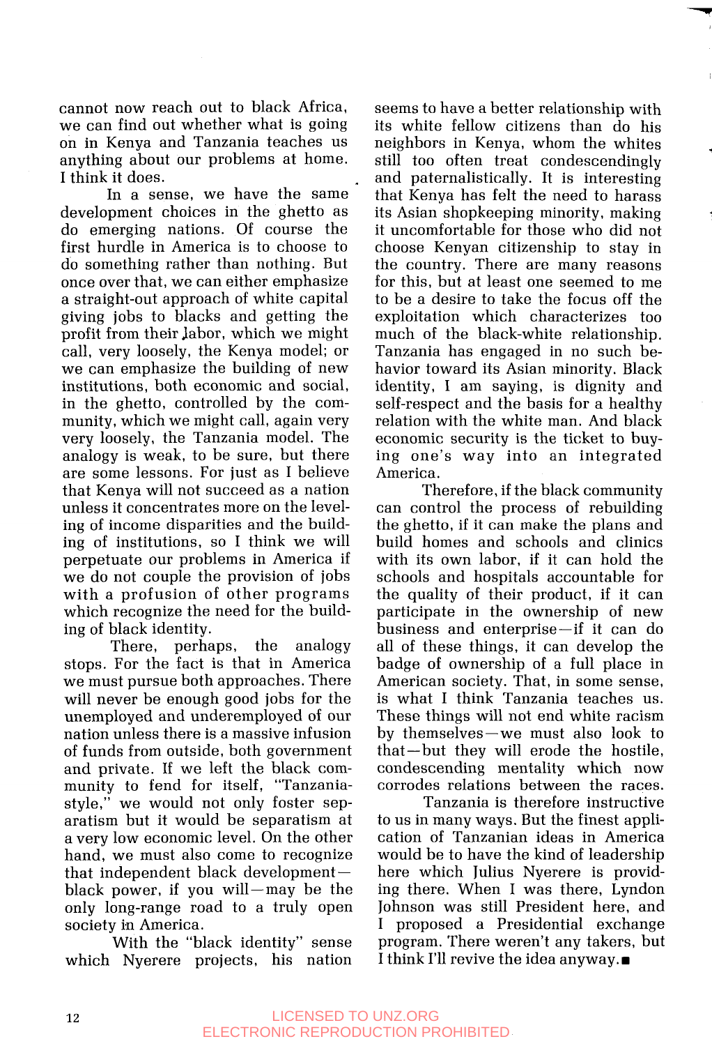cannot now reach out to black Africa, we can find out whether what is going on in Kenya and Tanzania teaches us anything about our problems at home. I think it does.

In a sense, we have the same development choices in the ghetto as do emerging nations. Of course the first hurdle in America is to choose to do something rather than nothing. But once over that, we can either emphasize a straight-out approach of white capital giving jobs to blacks and getting the profit from their labor, which we might call, very loosely, the Kenya model; or we can emphasize the building of new institutions, both economic and social, in the ghetto, controlled by the community, which we might call, again very very loosely, the Tanzania model. The analogy is weak, to be sure, but there are some lessons. For just as I believe that Kenya will not succeed as a nation unless it concentrates more on the leveling of income disparities and the building of institutions, so I think we will perpetuate our problems in America if we do not couple the provision of jobs with a profusion of other programs which recognize the need for the building of black identity.

There, perhaps, the analogy stops. For the fact is that in America we must pursue both approaches. There will never be enough good jobs for the unemployed and underemployed of our nation unless there is a massive infusion of funds from outside, both government and private. If we left the black community to fend for itself, "Tanzania-style," we would not only foster separatism but it would be separatism at a very low economic level. On the other hand, we must also come to recognize that independent black development—black power, if you will—may be the only long-range road to a truly open society in America.

With the "black identity" sense which Nyerere projects, his nation seems to have a better relationship with its white fellow citizens than do his neighbors in Kenya, whom the whites still too often treat condescendingly and paternalistically. It is interesting that Kenya has felt the need to harass its Asian shopkeeping minority, making it uncomfortable for those who did not choose Kenyan citizenship to stay in the country. There are many reasons for this, but at least one seemed to me to be a desire to take the focus off the exploitation which characterizes too much of the black-white relationship. Tanzania has engaged in no such behavior toward its Asian minority. Black identity, I am saying, is dignity and self-respect and the basis for a healthy relation with the white man. And black economic security is the ticket to buying one's way into an integrated America.

Therefore, if the black community can control the process of rebuilding the ghetto, if it can make the plans and build homes and schools and clinics with its own labor, if it can hold the schools and hospitals accountable for the quality of their product, if it can participate in the ownership of new business and enterprise—if it can do all of these things, it can develop the badge of ownership of a full place in American society. That, in some sense, is what I think Tanzania teaches us. These things will not end white racism by themselves—we must also look to that—but they will erode the hostile, condescending mentality which now corrodes relations between the races.

Tanzania is therefore instructive to us in many ways. But the finest application of Tanzanian ideas in America would be to have the kind of leadership here which Julius Nyerere is providing there. When I was there, Lyndon Johnson was still President here, and I proposed a Presidential exchange program. There weren't any takers, but I think I'll revive the idea anyway. ■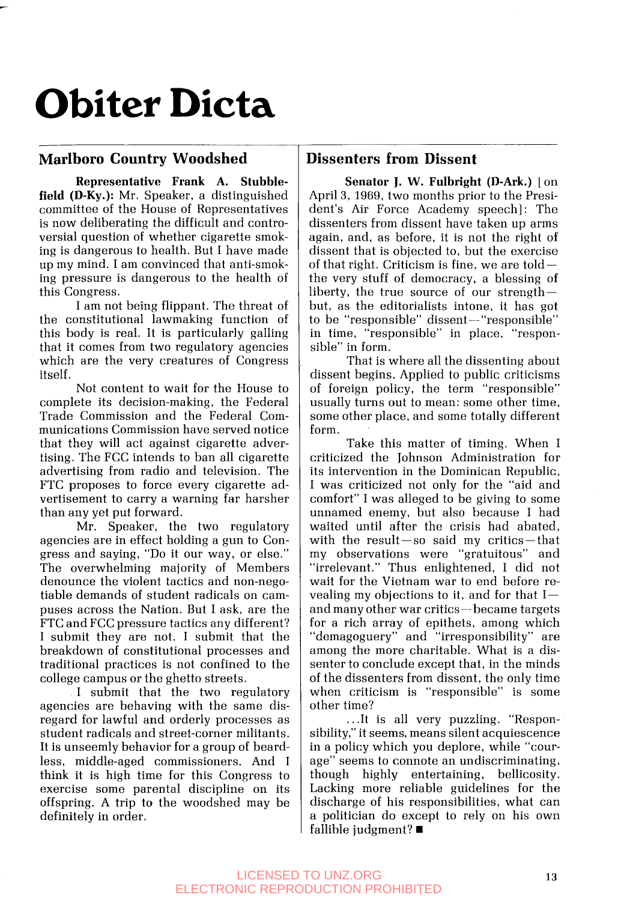# Obiter Dicta

## Marlboro Country Woodshed

**Representative Frank A. Stubblefield (D-Ky.):** Mr. Speaker, a distinguished committee of the House of Representatives is now deliberating the difficult and controversial question of whether cigarette smoking is dangerous to health. But I have made up my mind. I am convinced that anti-smoking pressure is dangerous to the health of this Congress.

I am not being flippant. The threat of the constitutional lawmaking function of this body is real. It is particularly galling that it comes from two regulatory agencies which are the very creatures of Congress itself.

Not content to wait for the House to complete its decision-making, the Federal Trade Commission and the Federal Communications Commission have served notice that they will act against cigarette advertising. The FCC intends to ban all cigarette advertising from radio and television. The FTC proposes to force every cigarette advertisement to carry a warning far harsher than any yet put forward.

Mr. Speaker, the two regulatory agencies are in effect holding a gun to Congress and saying, "Do it our way, or else." The overwhelming majority of Members denounce the violent tactics and non-negotiable demands of student radicals on campuses across the Nation. But I ask, are the FTC and FCC pressure tactics any different? I submit they are not. I submit that the breakdown of constitutional processes and traditional practices is not confined to the college campus or the ghetto streets.

I submit that the two regulatory agencies are behaving with the same disregard for lawful and orderly processes as student radicals and street-corner militants. It is unseemly behavior for a group of beardless, middle-aged commissioners. And I think it is high time for this Congress to exercise some parental discipline on its offspring. A trip to the woodshed may be definitely in order.

## Dissenters from Dissent

**Senator J. W. Fulbright (D-Ark.)** [on April 3, 1969, two months prior to the President's Air Force Academy speech]: The dissenters from dissent have taken up arms again, and, as before, it is not the right of dissent that is objected to, but the exercise of that right. Criticism is fine, we are told—the very stuff of democracy, a blessing of liberty, the true source of our strength—but, as the editorialists intone, it has got to be "responsible" dissent—"responsible" in time, "responsible" in place, "responsible" in form.

That is where all the dissenting about dissent begins. Applied to public criticisms of foreign policy, the term "responsible" usually turns out to mean: some other time, some other place, and some totally different form.

Take this matter of timing. When I criticized the Johnson Administration for its intervention in the Dominican Republic, I was criticized not only for the "aid and comfort" I was alleged to be giving to some unnamed enemy, but also because I had waited until after the crisis had abated, with the result—so said my critics—that my observations were "gratuitous" and "irrelevant." Thus enlightened, I did not wait for the Vietnam war to end before revealing my objections to it, and for that I—and many other war critics—became targets for a rich array of epithets, among which "demagoguery" and "irresponsibility" are among the more charitable. What is a dissenter to conclude except that, in the minds of the dissenters from dissent, the only time when criticism is "responsible" is some other time?

...It is all very puzzling. "Responsibility," it seems, means silent acquiescence in a policy which you deplore, while "courage" seems to connote an undiscriminating, though highly entertaining, bellicosity. Lacking more reliable guidelines for the discharge of his responsibilities, what can a politician do except to rely on his own fallible judgment? ■